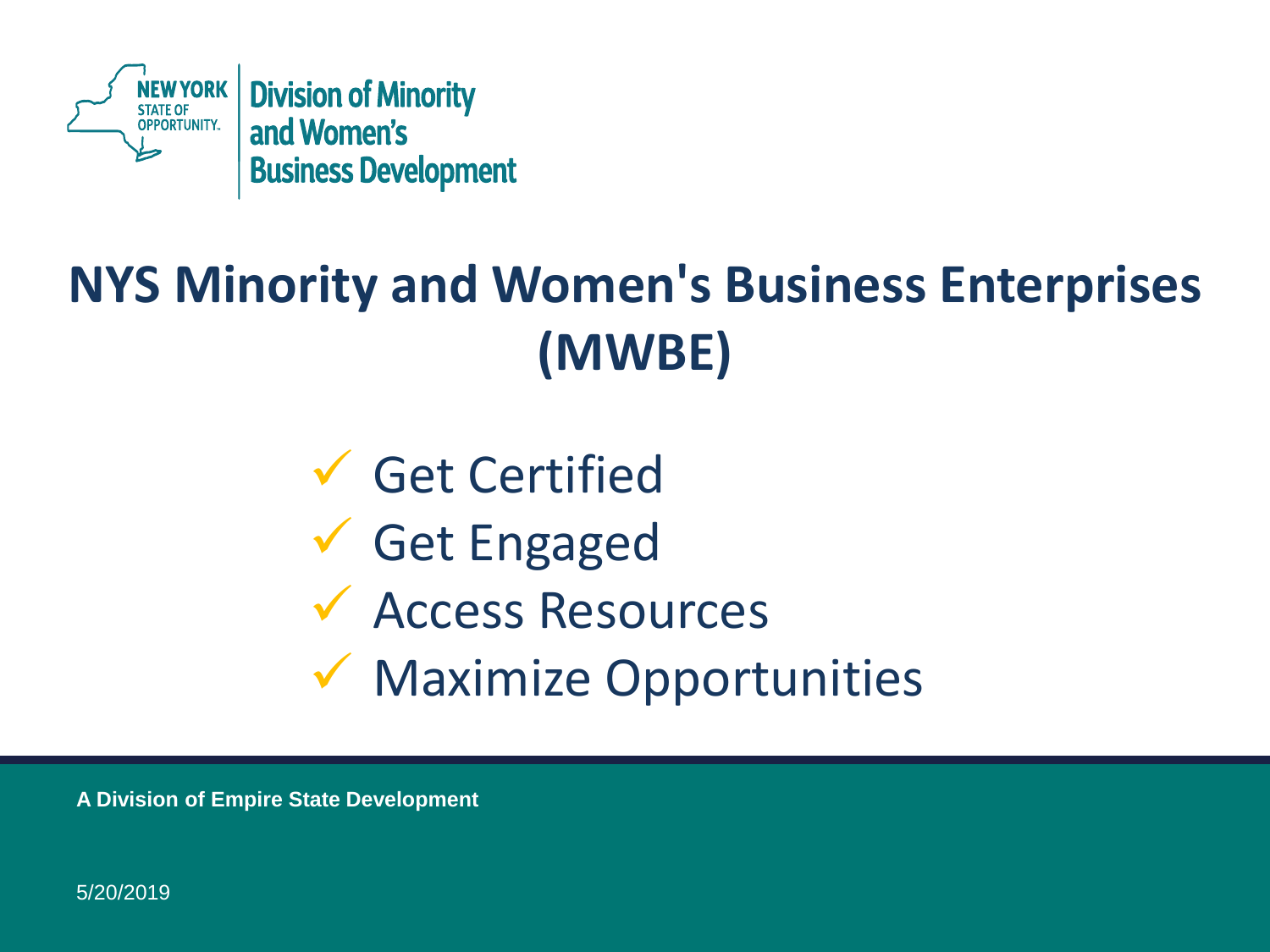NEW YORK STATE OF OPPORTUNITY.

Division of Minority and Women's Business Development

# NYS Minority and Women's Business Enterprises (MWBE)

- ✓ Get Certified
- ✓ Get Engaged
- ✓ Access Resources
- ✓ Maximize Opportunities

**A Division of Empire State Development**

5/20/2019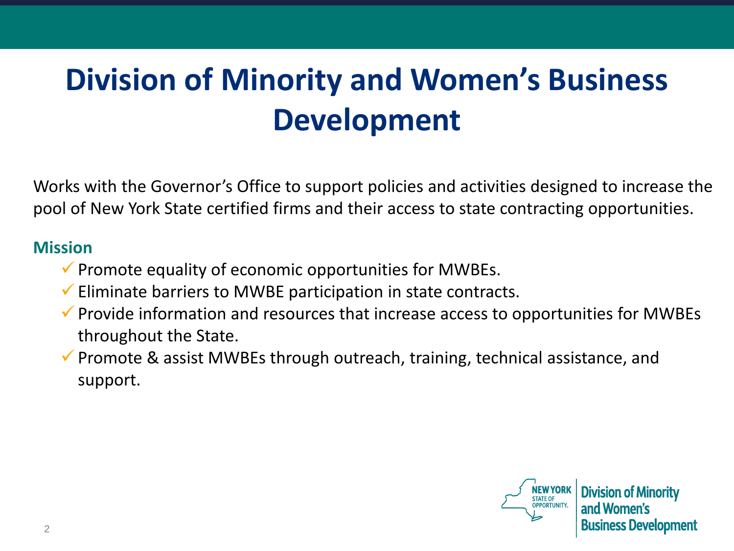# Division of Minority and Women's Business Development

Works with the Governor's Office to support policies and activities designed to increase the pool of New York State certified firms and their access to state contracting opportunities.

**Mission**

- ✓ Promote equality of economic opportunities for MWBEs.
- ✓ Eliminate barriers to MWBE participation in state contracts.
- ✓ Provide information and resources that increase access to opportunities for MWBEs throughout the State.
- ✓ Promote & assist MWBEs through outreach, training, technical assistance, and support.

NEW YORK STATE OF OPPORTUNITY. | Division of Minority and Women's Business Development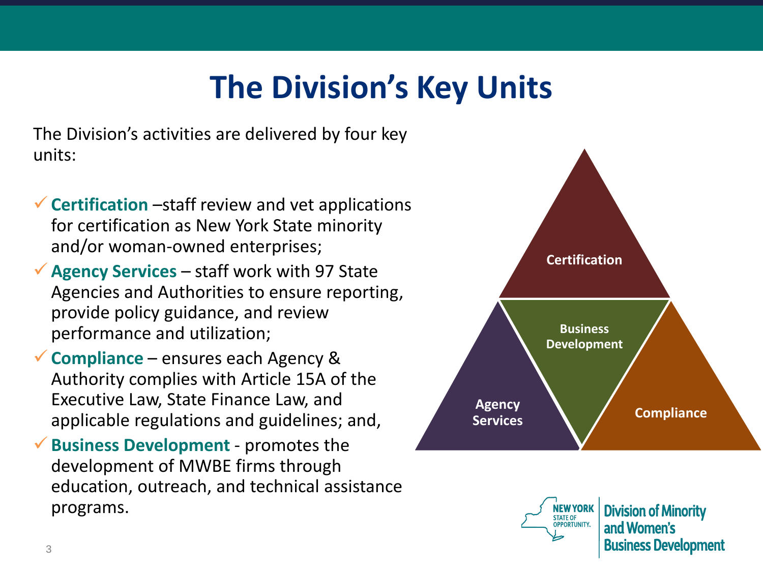# The Division's Key Units

The Division's activities are delivered by four key units:

- **Certification** –staff review and vet applications for certification as New York State minority and/or woman-owned enterprises;
- **Agency Services** – staff work with 97 State Agencies and Authorities to ensure reporting, provide policy guidance, and review performance and utilization;
- **Compliance** – ensures each Agency & Authority complies with Article 15A of the Executive Law, State Finance Law, and applicable regulations and guidelines; and,
- **Business Development** - promotes the development of MWBE firms through education, outreach, and technical assistance programs.

Certification

Business Development

Agency Services

Compliance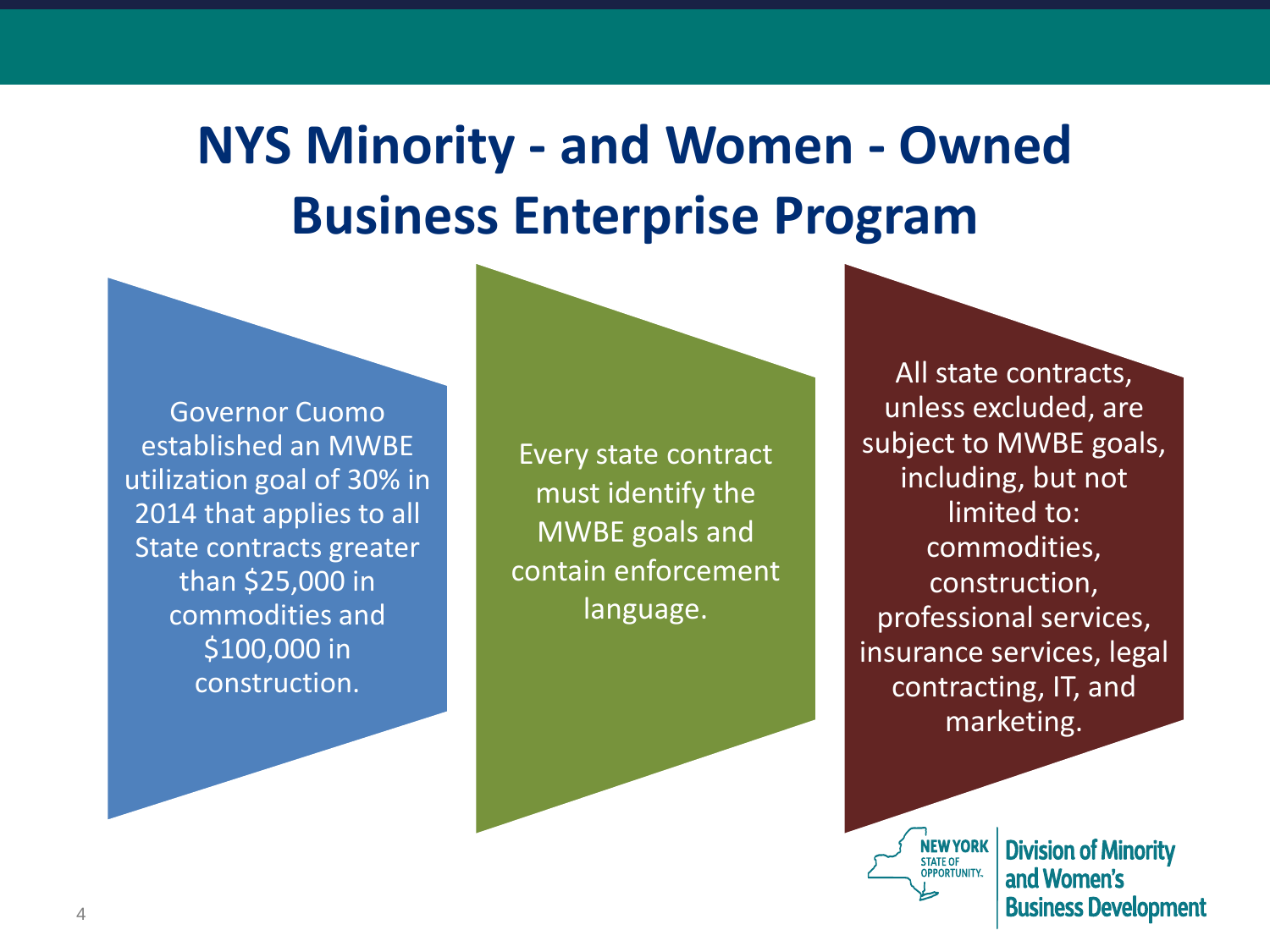# NYS Minority - and Women - Owned Business Enterprise Program

Governor Cuomo established an MWBE utilization goal of 30% in 2014 that applies to all State contracts greater than $25,000 in commodities and $100,000 in construction.

Every state contract must identify the MWBE goals and contain enforcement language.

All state contracts, unless excluded, are subject to MWBE goals, including, but not limited to: commodities, construction, professional services, insurance services, legal contracting, IT, and marketing.

NEW YORK STATE OF OPPORTUNITY. Division of Minority and Women's Business Development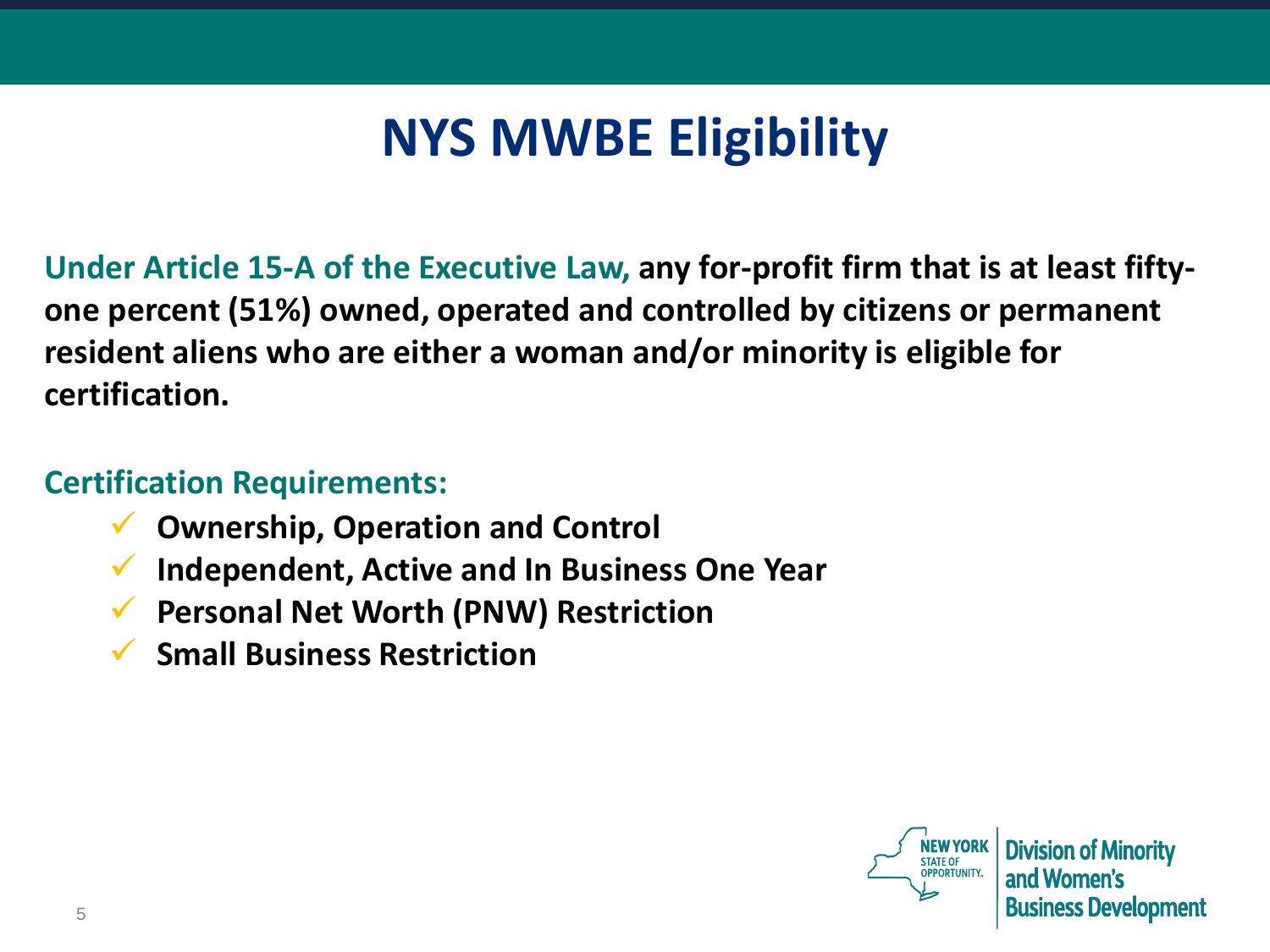# NYS MWBE Eligibility

**Under Article 15-A of the Executive Law, any for-profit firm that is at least fifty-one percent (51%) owned, operated and controlled by citizens or permanent resident aliens who are either a woman and/or minority is eligible for certification.**

**Certification Requirements:**

- ✓ **Ownership, Operation and Control**
- ✓ **Independent, Active and In Business One Year**
- ✓ **Personal Net Worth (PNW) Restriction**
- ✓ **Small Business Restriction**

NEW YORK STATE OF OPPORTUNITY. | Division of Minority and Women's Business Development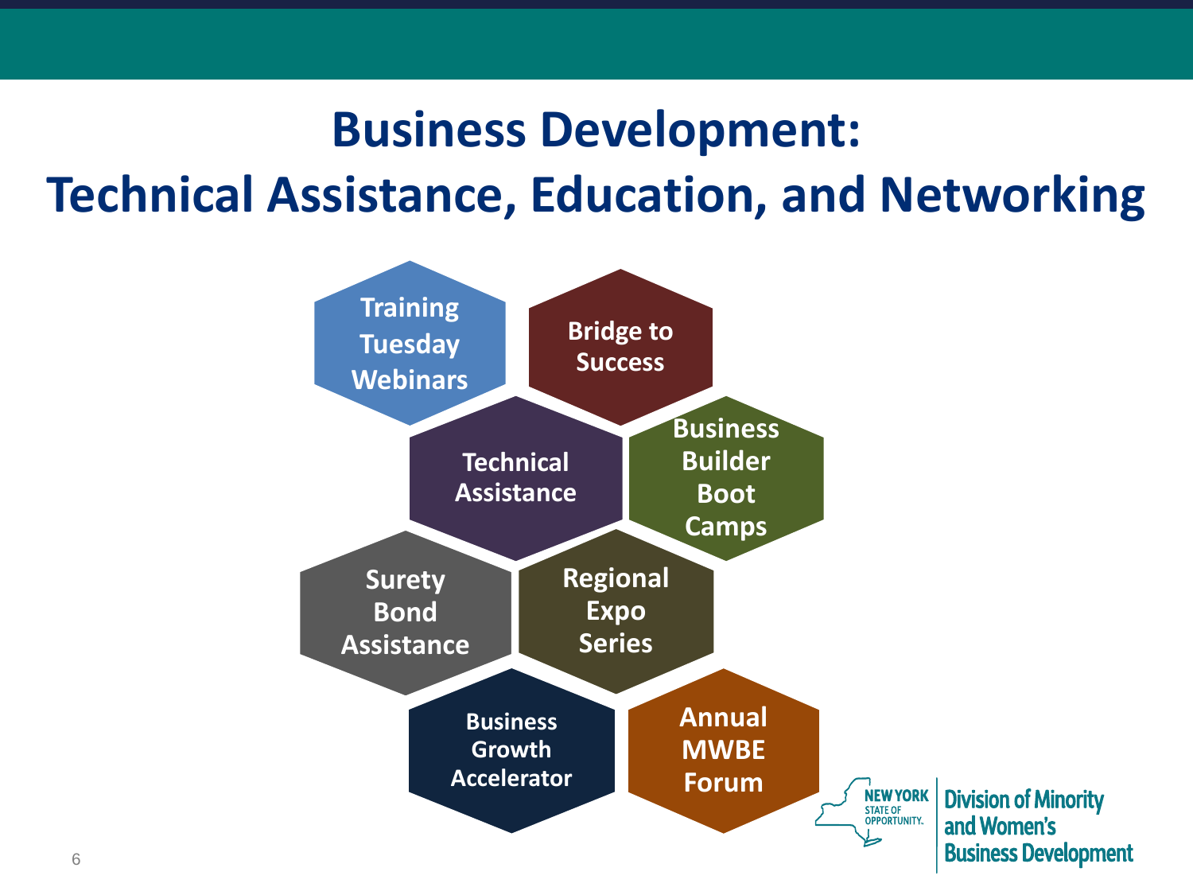# Business Development:
# Technical Assistance, Education, and Networking

- Training Tuesday Webinars
- Bridge to Success
- Technical Assistance
- Business Builder Boot Camps
- Surety Bond Assistance
- Regional Expo Series
- Business Growth Accelerator
- Annual MWBE Forum

NEW YORK STATE OF OPPORTUNITY. | Division of Minority and Women's Business Development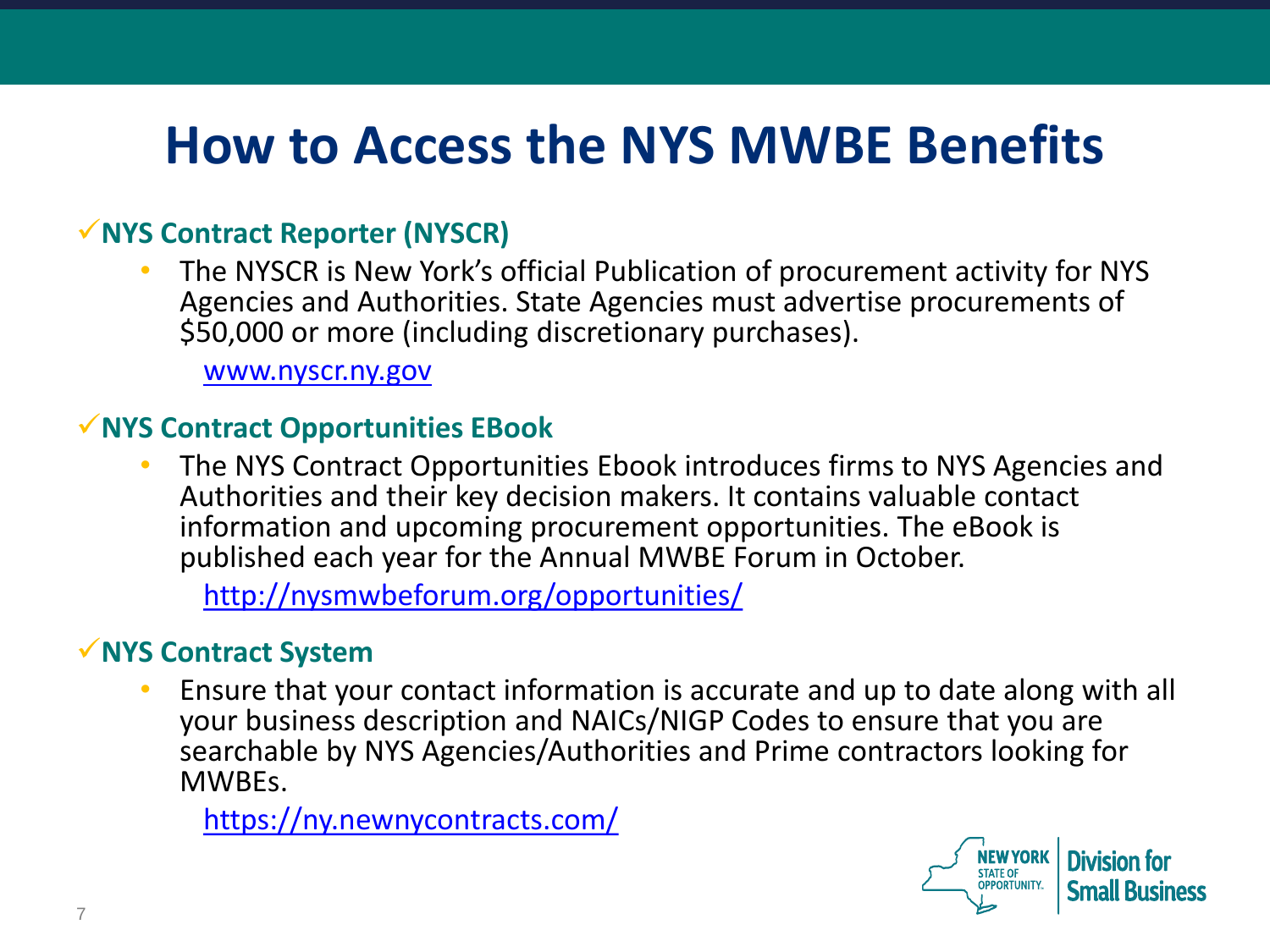# How to Access the NYS MWBE Benefits

✓**NYS Contract Reporter (NYSCR)**

- The NYSCR is New York's official Publication of procurement activity for NYS Agencies and Authorities. State Agencies must advertise procurements of $50,000 or more (including discretionary purchases).

  www.nyscr.ny.gov

✓**NYS Contract Opportunities EBook**

- The NYS Contract Opportunities Ebook introduces firms to NYS Agencies and Authorities and their key decision makers. It contains valuable contact information and upcoming procurement opportunities. The eBook is published each year for the Annual MWBE Forum in October.

  http://nysmwbeforum.org/opportunities/

✓**NYS Contract System**

- Ensure that your contact information is accurate and up to date along with all your business description and NAICs/NIGP Codes to ensure that you are searchable by NYS Agencies/Authorities and Prime contractors looking for MWBEs.

  https://ny.newnycontracts.com/

NEW YORK STATE OF OPPORTUNITY. | Division for Small Business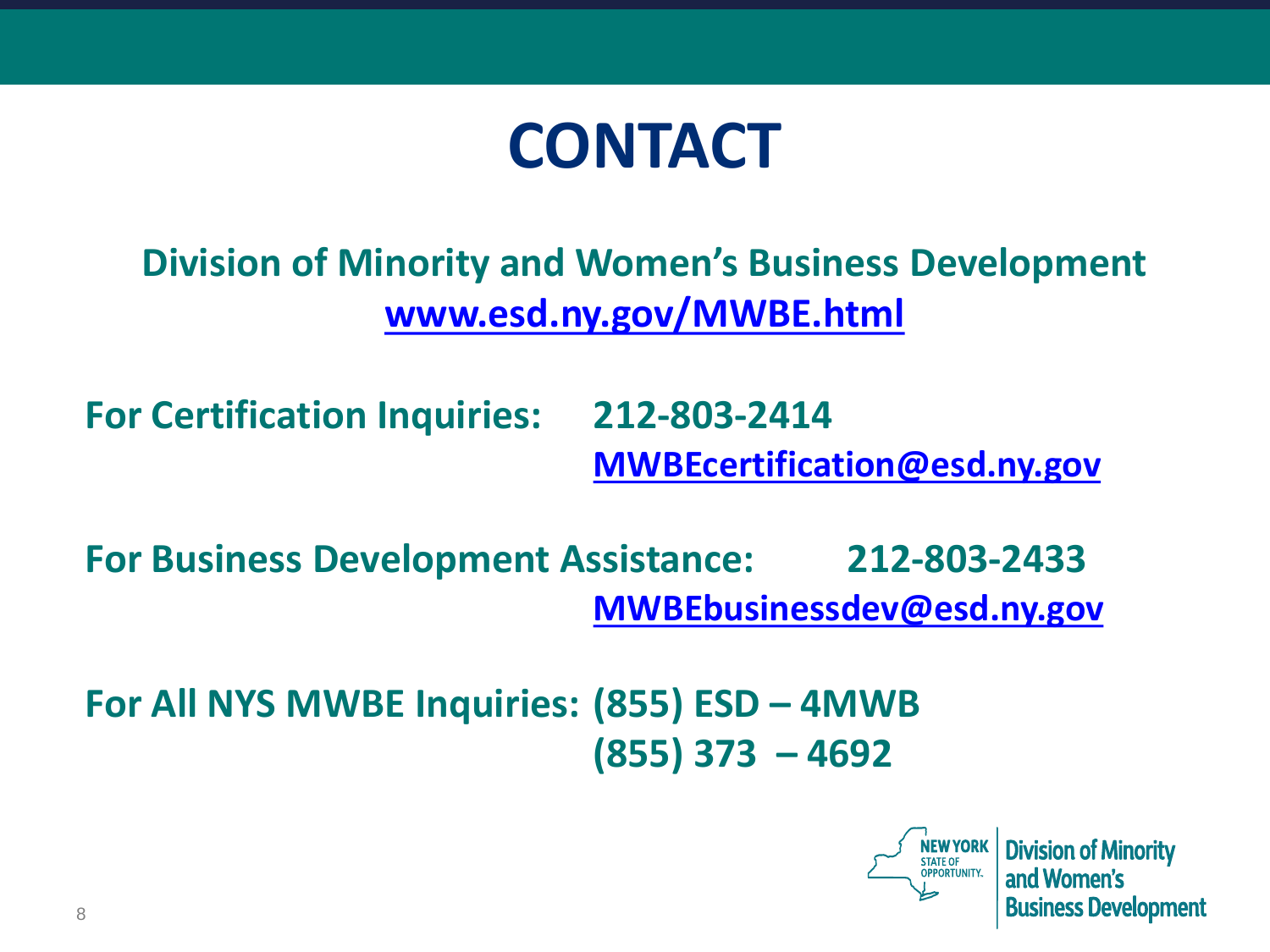# CONTACT

**Division of Minority and Women's Business Development**
**[www.esd.ny.gov/MWBE.html](http://www.esd.ny.gov/MWBE.html)**

**For Certification Inquiries:** **212-803-2414**
**MWBEcertification@esd.ny.gov**

**For Business Development Assistance:** **212-803-2433**
**MWBEbusinessdev@esd.ny.gov**

**For All NYS MWBE Inquiries:** **(855) ESD – 4MWB**
**(855) 373 – 4692**

NEW YORK STATE OF OPPORTUNITY. | Division of Minority and Women's Business Development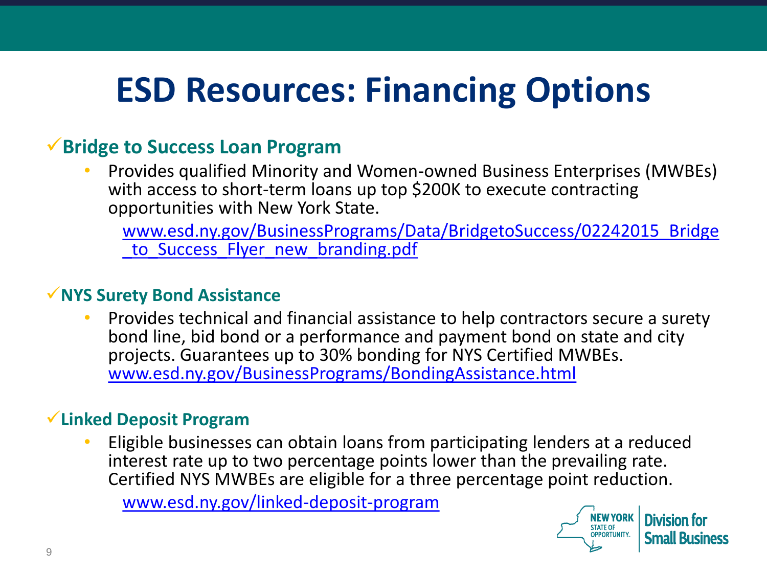# ESD Resources: Financing Options

✓**Bridge to Success Loan Program**

- Provides qualified Minority and Women-owned Business Enterprises (MWBEs) with access to short-term loans up top $200K to execute contracting opportunities with New York State.

  www.esd.ny.gov/BusinessPrograms/Data/BridgetoSuccess/02242015_Bridge_to_Success_Flyer_new_branding.pdf

✓**NYS Surety Bond Assistance**

- Provides technical and financial assistance to help contractors secure a surety bond line, bid bond or a performance and payment bond on state and city projects. Guarantees up to 30% bonding for NYS Certified MWBEs. www.esd.ny.gov/BusinessPrograms/BondingAssistance.html

✓**Linked Deposit Program**

- Eligible businesses can obtain loans from participating lenders at a reduced interest rate up to two percentage points lower than the prevailing rate. Certified NYS MWBEs are eligible for a three percentage point reduction.

  www.esd.ny.gov/linked-deposit-program

NEW YORK STATE OF OPPORTUNITY. | Division for Small Business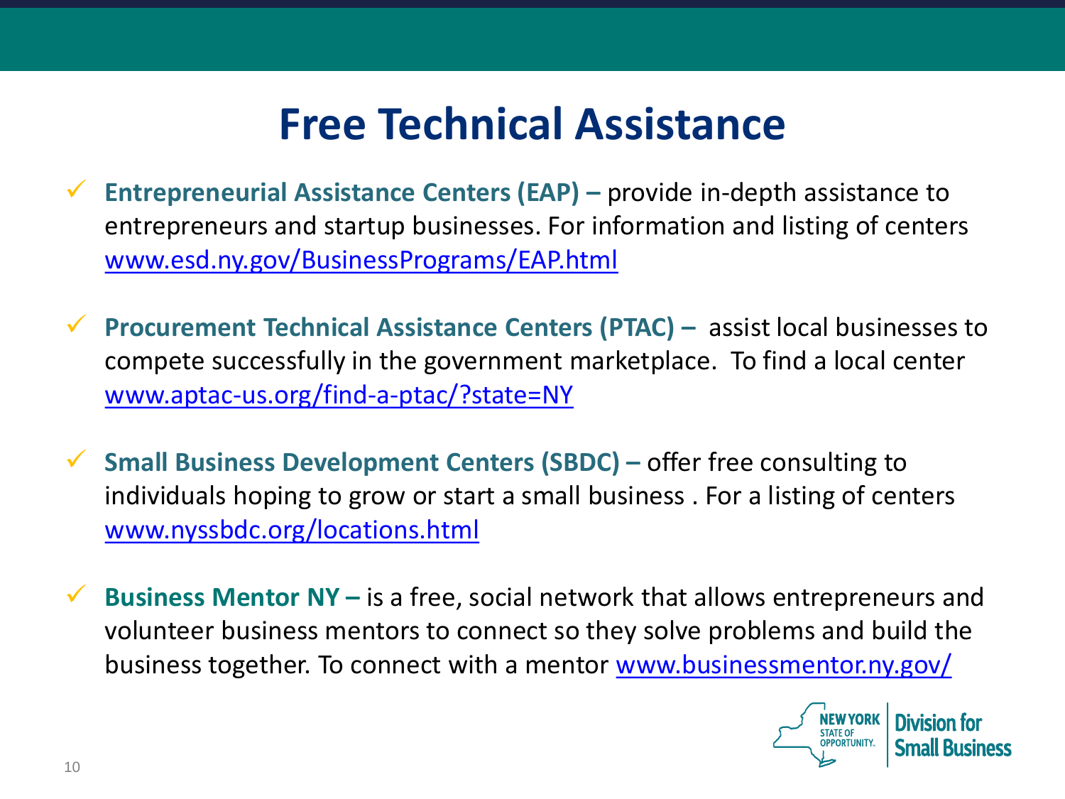# Free Technical Assistance

- **Entrepreneurial Assistance Centers (EAP) –** provide in-depth assistance to entrepreneurs and startup businesses. For information and listing of centers www.esd.ny.gov/BusinessPrograms/EAP.html

- **Procurement Technical Assistance Centers (PTAC) –** assist local businesses to compete successfully in the government marketplace. To find a local center www.aptac-us.org/find-a-ptac/?state=NY

- **Small Business Development Centers (SBDC) –** offer free consulting to individuals hoping to grow or start a small business . For a listing of centers www.nyssbdc.org/locations.html

- **Business Mentor NY –** is a free, social network that allows entrepreneurs and volunteer business mentors to connect so they solve problems and build the business together. To connect with a mentor www.businessmentor.ny.gov/

NEW YORK STATE OF OPPORTUNITY. Division for Small Business